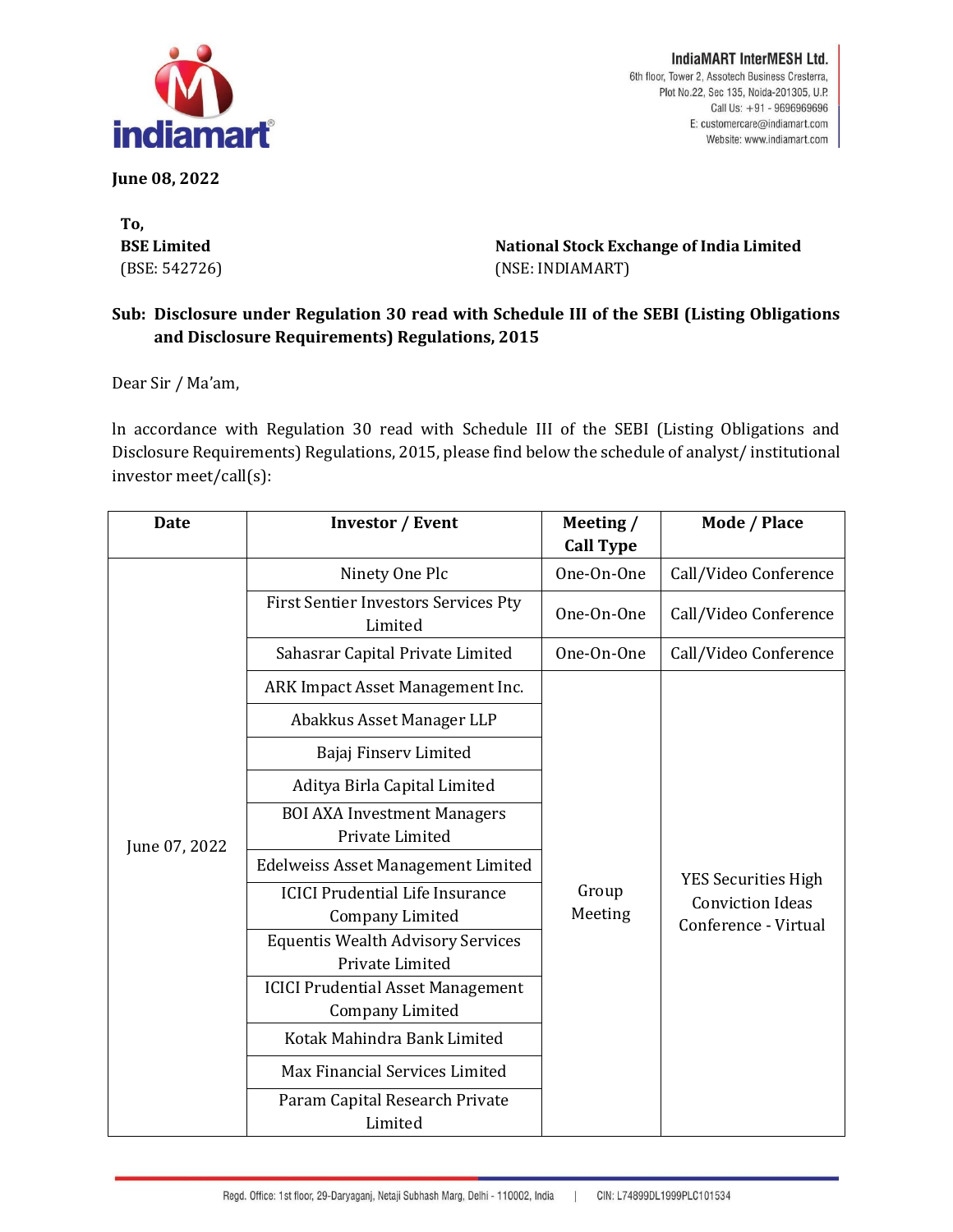**IndiaMART InterMESH Ltd.**
6th floor, Tower 2, Assotech Business Cresterra,
Plot No.22, Sec 135, Noida-201305, U.P.
Call Us: +91 - 9696969696
E: customercare@indiamart.com
Website: www.indiamart.com

**June 08, 2022**

**To,**

**BSE Limited**
(BSE: 542726)

**National Stock Exchange of India Limited**
(NSE: INDIAMART)

**Sub: Disclosure under Regulation 30 read with Schedule III of the SEBI (Listing Obligations and Disclosure Requirements) Regulations, 2015**

Dear Sir / Ma'am,

In accordance with Regulation 30 read with Schedule III of the SEBI (Listing Obligations and Disclosure Requirements) Regulations, 2015, please find below the schedule of analyst/ institutional investor meet/call(s):

| Date | Investor / Event | Meeting / Call Type | Mode / Place |
|---|---|---|---|
| June 07, 2022 | Ninety One Plc | One-On-One | Call/Video Conference |
| | First Sentier Investors Services Pty Limited | One-On-One | Call/Video Conference |
| | Sahasrar Capital Private Limited | One-On-One | Call/Video Conference |
| | ARK Impact Asset Management Inc. | Group Meeting | YES Securities High Conviction Ideas Conference - Virtual |
| | Abakkus Asset Manager LLP | | |
| | Bajaj Finserv Limited | | |
| | Aditya Birla Capital Limited | | |
| | BOI AXA Investment Managers Private Limited | | |
| | Edelweiss Asset Management Limited | | |
| | ICICI Prudential Life Insurance Company Limited | | |
| | Equentis Wealth Advisory Services Private Limited | | |
| | ICICI Prudential Asset Management Company Limited | | |
| | Kotak Mahindra Bank Limited | | |
| | Max Financial Services Limited | | |
| | Param Capital Research Private Limited | | |

Regd. Office: 1st floor, 29-Daryaganj, Netaji Subhash Marg, Delhi - 110002, India | CIN: L74899DL1999PLC101534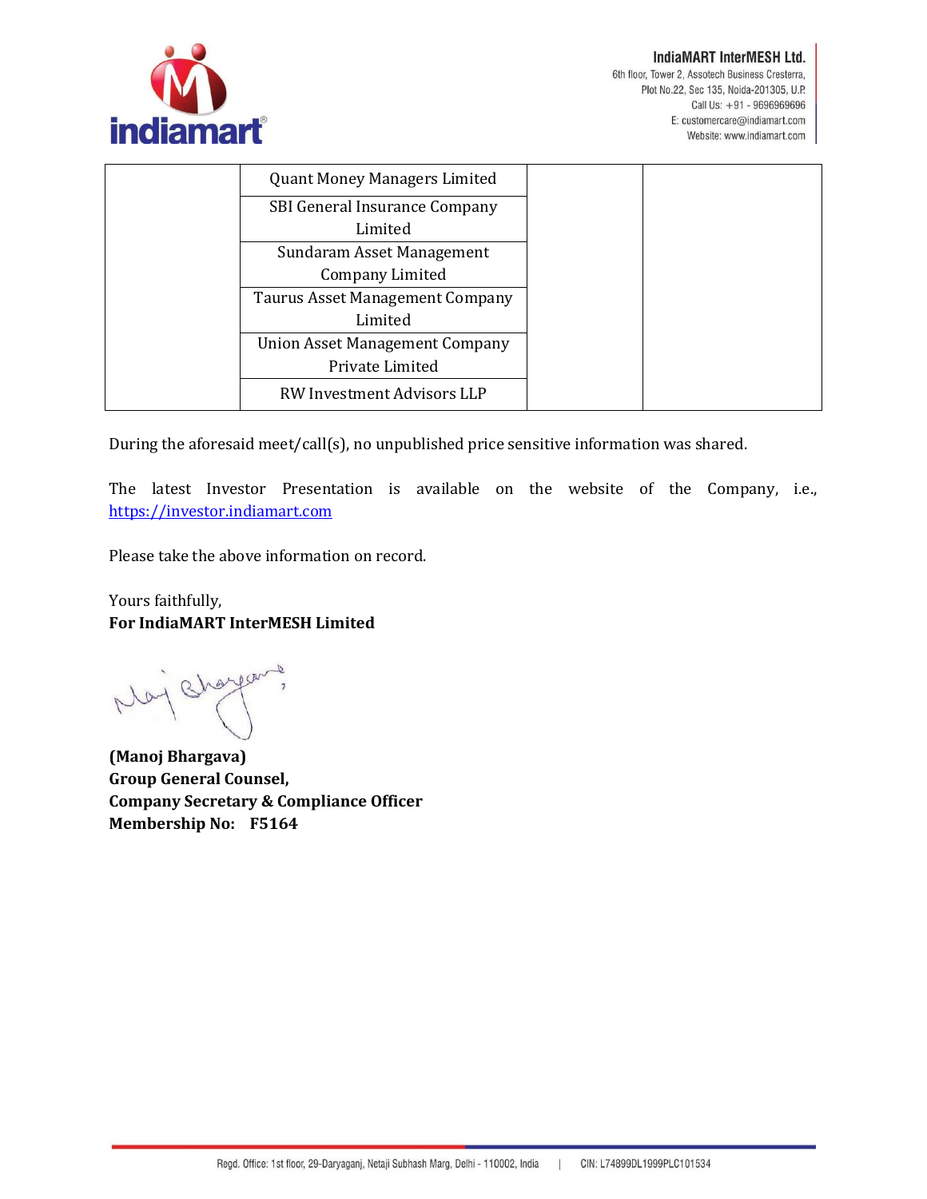| | | | |
|---|---|---|---|
| | Quant Money Managers Limited | | |
| | SBI General Insurance Company Limited | | |
| | Sundaram Asset Management Company Limited | | |
| | Taurus Asset Management Company Limited | | |
| | Union Asset Management Company Private Limited | | |
| | RW Investment Advisors LLP | | |

During the aforesaid meet/call(s), no unpublished price sensitive information was shared.

The latest Investor Presentation is available on the website of the Company, i.e., https://investor.indiamart.com

Please take the above information on record.

Yours faithfully,
**For IndiaMART InterMESH Limited**

**(Manoj Bhargava)**
**Group General Counsel,**
**Company Secretary & Compliance Officer**
**Membership No: F5164**